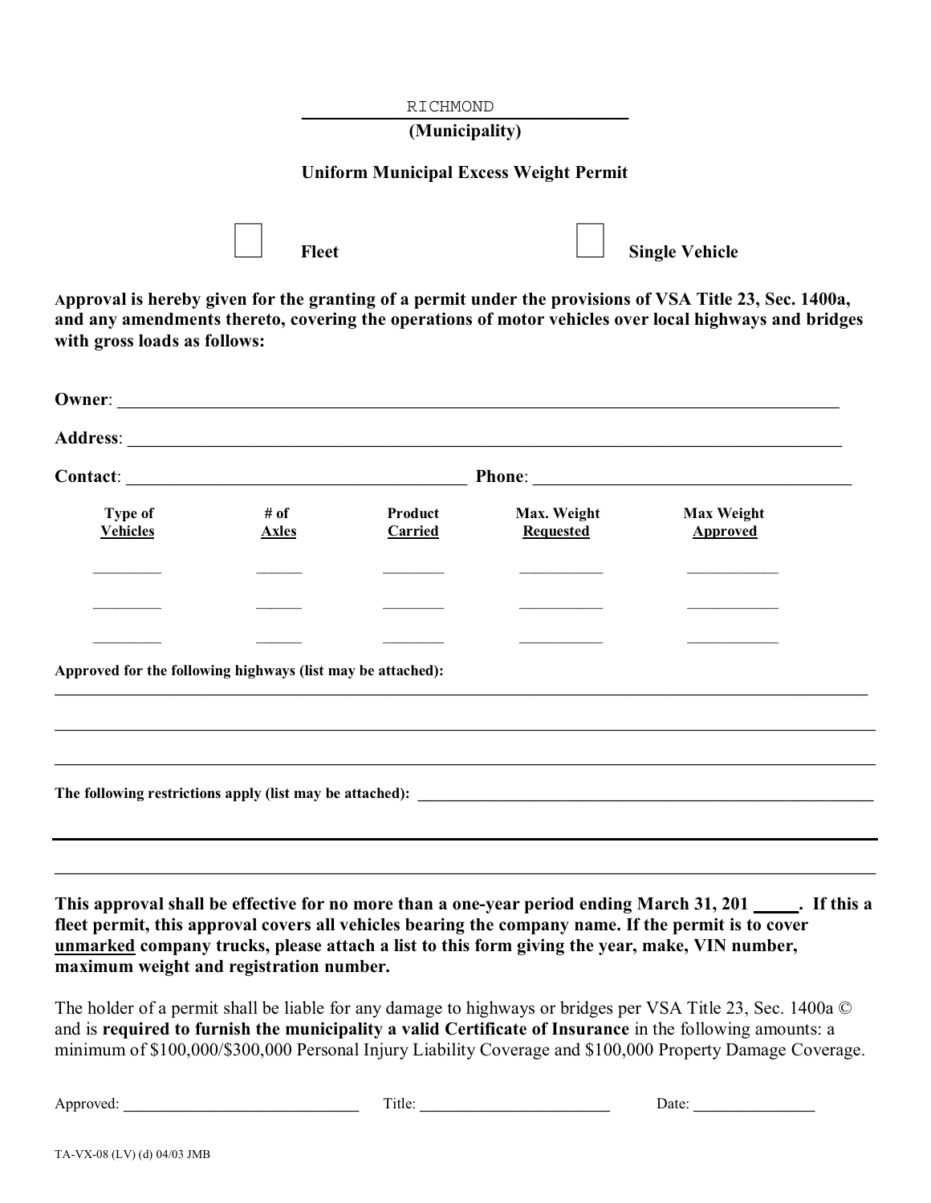RICHMOND

**(Municipality)**

**Uniform Municipal Excess Weight Permit**

☐ **Fleet** ☐ **Single Vehicle**

**Approval is hereby given for the granting of a permit under the provisions of VSA Title 23, Sec. 1400a, and any amendments thereto, covering the operations of motor vehicles over local highways and bridges with gross loads as follows:**

**Owner**: ______________________________________________________________

**Address**: ______________________________________________________________

**Contact**: ______________________________ **Phone**: ______________________________

| Type of Vehicles | # of Axles | Product Carried | Max. Weight Requested | Max Weight Approved |
|---|---|---|---|---|
| ________ | ______ | ________ | __________ | ___________ |
| ________ | ______ | ________ | __________ | ___________ |
| ________ | ______ | ________ | __________ | ___________ |

**Approved for the following highways (list may be attached):**

______________________________________________________________

______________________________________________________________

______________________________________________________________

**The following restrictions apply (list may be attached):** ______________________________

______________________________________________________________

______________________________________________________________

**This approval shall be effective for no more than a one-year period ending March 31, 201 _____. If this a fleet permit, this approval covers all vehicles bearing the company name. If the permit is to cover <u>unmarked</u> company trucks, please attach a list to this form giving the year, make, VIN number, maximum weight and registration number.**

The holder of a permit shall be liable for any damage to highways or bridges per VSA Title 23, Sec. 1400a © and is **required to furnish the municipality a valid Certificate of Insurance** in the following amounts: a minimum of $100,000/$300,000 Personal Injury Liability Coverage and $100,000 Property Damage Coverage.

Approved: ______________________________ Title: ________________________ Date: _______________

TA-VX-08 (LV) (d) 04/03 JMB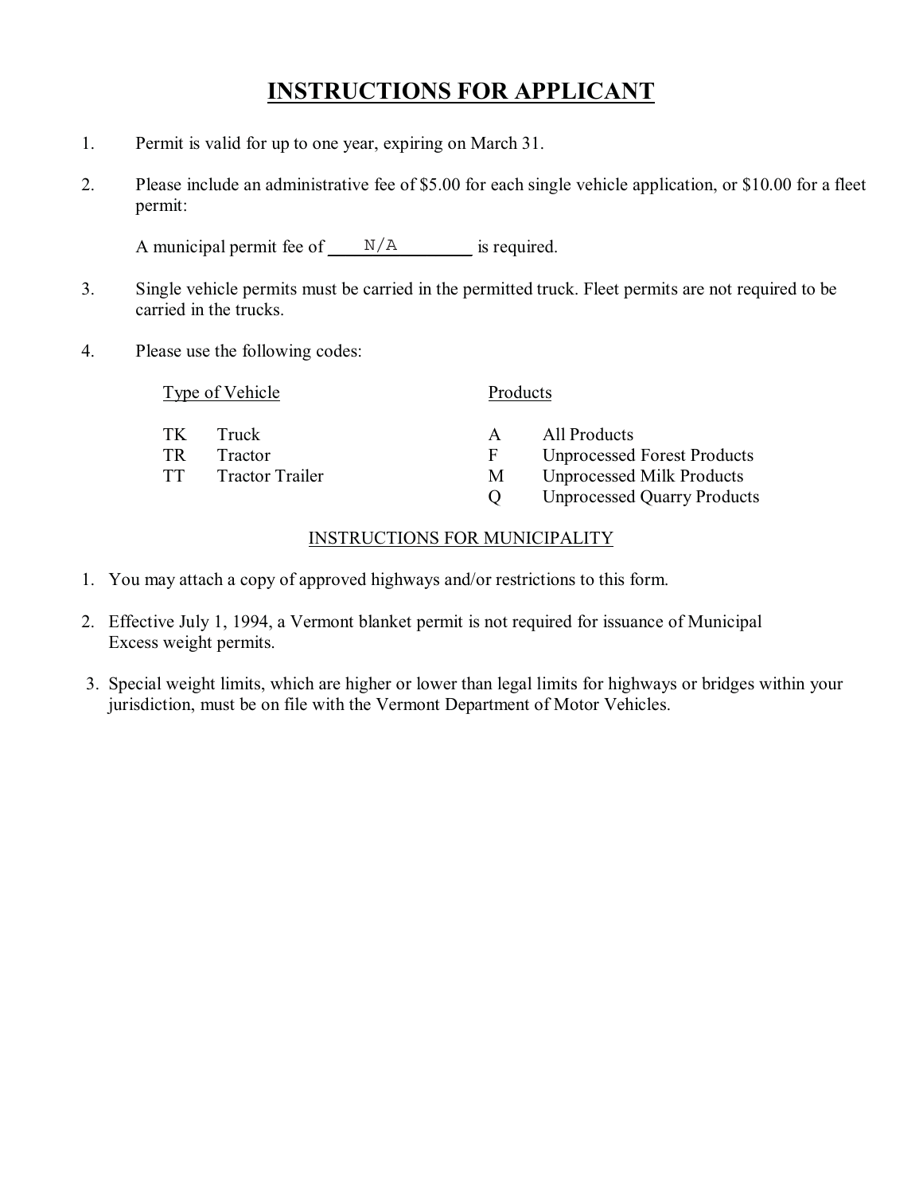# INSTRUCTIONS FOR APPLICANT

1. Permit is valid for up to one year, expiring on March 31.

2. Please include an administrative fee of $5.00 for each single vehicle application, or $10.00 for a fleet permit:

   A municipal permit fee of N/A is required.

3. Single vehicle permits must be carried in the permitted truck. Fleet permits are not required to be carried in the trucks.

4. Please use the following codes:

| Type of Vehicle | | Products | |
|---|---|---|---|
| TK | Truck | A | All Products |
| TR | Tractor | F | Unprocessed Forest Products |
| TT | Tractor Trailer | M | Unprocessed Milk Products |
| | | Q | Unprocessed Quarry Products |

## INSTRUCTIONS FOR MUNICIPALITY

1. You may attach a copy of approved highways and/or restrictions to this form.
2. Effective July 1, 1994, a Vermont blanket permit is not required for issuance of Municipal Excess weight permits.
3. Special weight limits, which are higher or lower than legal limits for highways or bridges within your jurisdiction, must be on file with the Vermont Department of Motor Vehicles.